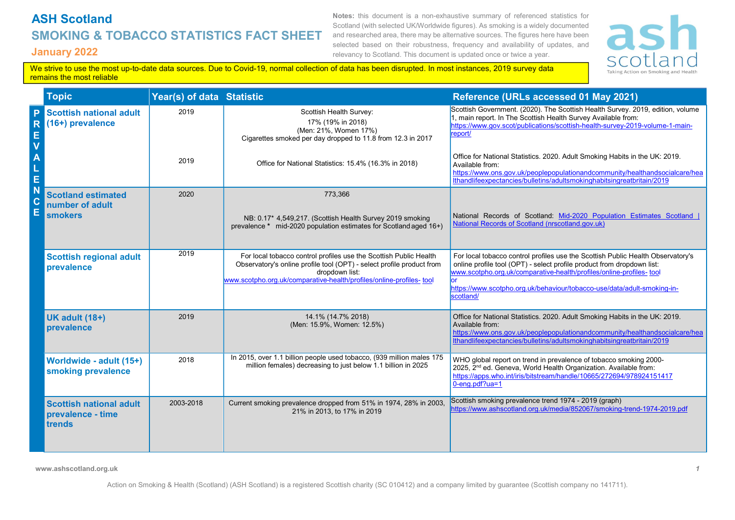# ASH Scotland

## SMOKING & TOBACCO STATISTICS FACT SHEET

### January 2022

**Notes:** this document is a non-exhaustive summary of referenced statistics for Scotland (with selected UK/Worldwide figures). As smoking is a widely documented and researched area, there may be alternative sources. The figures here have been selected based on their robustness, frequency and availability of updates, and relevancy to Scotland. This document is updated once or twice a year.

We strive to use the most up-to-date data sources. Due to Covid-19, normal collection of data has been disrupted. In most instances, 2019 survey data remains the most reliable

**PREVALENCE**

| Topic | Year(s) of data | Statistic | Reference (URLs accessed 01 May 2021) |
|---|---|---|---|
| **Scottish national adult (16+) prevalence** | 2019 | Scottish Health Survey: 17% (19% in 2018) (Men: 21%, Women 17%) Cigarettes smoked per day dropped to 11.8 from 12.3 in 2017 | Scottish Government. (2020). The Scottish Health Survey. 2019, edition, volume 1, main report. In The Scottish Health Survey Available from: https://www.gov.scot/publications/scottish-health-survey-2019-volume-1-main-report/ |
| | 2019 | Office for National Statistics: 15.4% (16.3% in 2018) | Office for National Statistics. 2020. Adult Smoking Habits in the UK: 2019. Available from: https://www.ons.gov.uk/peoplepopulationandcommunity/healthandsocialcare/healthandlifeexpectancies/bulletins/adultsmokinghabitsingreatbritain/2019 |
| **Scotland estimated number of adult smokers** | 2020 | 773,366<br><br>NB: 0.17* 4,549,217. (Scottish Health Survey 2019 smoking prevalence * mid-2020 population estimates for Scotland aged 16+) | National Records of Scotland: Mid-2020 Population Estimates Scotland \| National Records of Scotland (nrscotland.gov.uk) |
| **Scottish regional adult prevalence** | 2019 | For local tobacco control profiles use the Scottish Public Health Observatory's online profile tool (OPT) - select profile product from dropdown list: www.scotpho.org.uk/comparative-health/profiles/online-profiles-tool | For local tobacco control profiles use the Scottish Public Health Observatory's online profile tool (OPT) - select profile product from dropdown list: www.scotpho.org.uk/comparative-health/profiles/online-profiles-tool or https://www.scotpho.org.uk/behaviour/tobacco-use/data/adult-smoking-in-scotland/ |
| **UK adult (18+) prevalence** | 2019 | 14.1% (14.7% 2018) (Men: 15.9%, Women: 12.5%) | Office for National Statistics. 2020. Adult Smoking Habits in the UK: 2019. Available from: https://www.ons.gov.uk/peoplepopulationandcommunity/healthandsocialcare/healthandlifeexpectancies/bulletins/adultsmokinghabitsingreatbritain/2019 |
| **Worldwide - adult (15+) smoking prevalence** | 2018 | In 2015, over 1.1 billion people used tobacco, (939 million males 175 million females) decreasing to just below 1.1 billion in 2025 | WHO global report on trend in prevalence of tobacco smoking 2000-2025, 2nd ed. Geneva, World Health Organization. Available from: https://apps.who.int/iris/bitstream/handle/10665/272694/9789241514170-eng.pdf?ua=1 |
| **Scottish national adult prevalence - time trends** | 2003-2018 | Current smoking prevalence dropped from 51% in 1974, 28% in 2003, 21% in 2013, to 17% in 2019 | Scottish smoking prevalence trend 1974 - 2019 (graph) https://www.ashscotland.org.uk/media/852067/smoking-trend-1974-2019.pdf |

www.ashscotland.org.uk

Action on Smoking & Health (Scotland) (ASH Scotland) is a registered Scottish charity (SC 010412) and a company limited by guarantee (Scottish company no 141711).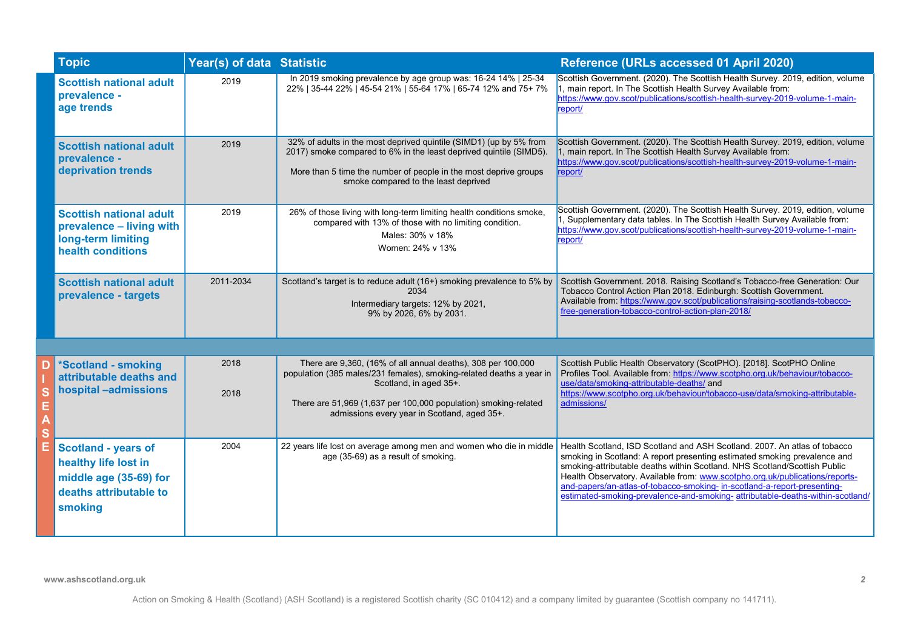| Topic | Year(s) of data | Statistic | Reference (URLs accessed 01 April 2020) |
|---|---|---|---|
| **Scottish national adult prevalence - age trends** | 2019 | In 2019 smoking prevalence by age group was: 16-24 14% \| 25-34 22% \| 35-44 22% \| 45-54 21% \| 55-64 17% \| 65-74 12% and 75+ 7% | Scottish Government. (2020). The Scottish Health Survey. 2019, edition, volume 1, main report. In The Scottish Health Survey Available from: https://www.gov.scot/publications/scottish-health-survey-2019-volume-1-main-report/ |
| **Scottish national adult prevalence - deprivation trends** | 2019 | 32% of adults in the most deprived quintile (SIMD1) (up by 5% from 2017) smoke compared to 6% in the least deprived quintile (SIMD5). More than 5 time the number of people in the most deprive groups smoke compared to the least deprived | Scottish Government. (2020). The Scottish Health Survey. 2019, edition, volume 1, main report. In The Scottish Health Survey Available from: https://www.gov.scot/publications/scottish-health-survey-2019-volume-1-main-report/ |
| **Scottish national adult prevalence – living with long-term limiting health conditions** | 2019 | 26% of those living with long-term limiting health conditions smoke, compared with 13% of those with no limiting condition. Males: 30% v 18% Women: 24% v 13% | Scottish Government. (2020). The Scottish Health Survey. 2019, edition, volume 1, Supplementary data tables. In The Scottish Health Survey Available from: https://www.gov.scot/publications/scottish-health-survey-2019-volume-1-main-report/ |
| **Scottish national adult prevalence - targets** | 2011-2034 | Scotland's target is to reduce adult (16+) smoking prevalence to 5% by 2034 Intermediary targets: 12% by 2021, 9% by 2026, 6% by 2031. | Scottish Government. 2018. Raising Scotland's Tobacco-free Generation: Our Tobacco Control Action Plan 2018. Edinburgh: Scottish Government. Available from: https://www.gov.scot/publications/raising-scotlands-tobacco-free-generation-tobacco-control-action-plan-2018/ |
| **DISEASE** | | | |
| **\*Scotland - smoking attributable deaths and hospital –admissions** | 2018 2018 | There are 9,360, (16% of all annual deaths), 308 per 100,000 population (385 males/231 females), smoking-related deaths a year in Scotland, in aged 35+. There are 51,969 (1,637 per 100,000 population) smoking-related admissions every year in Scotland, aged 35+. | Scottish Public Health Observatory (ScotPHO). [2018]. ScotPHO Online Profiles Tool. Available from: https://www.scotpho.org.uk/behaviour/tobacco-use/data/smoking-attributable-deaths/ and https://www.scotpho.org.uk/behaviour/tobacco-use/data/smoking-attributable-admissions/ |
| **Scotland - years of healthy life lost in middle age (35-69) for deaths attributable to smoking** | 2004 | 22 years life lost on average among men and women who die in middle age (35-69) as a result of smoking. | Health Scotland, ISD Scotland and ASH Scotland. 2007. An atlas of tobacco smoking in Scotland: A report presenting estimated smoking prevalence and smoking-attributable deaths within Scotland. NHS Scotland/Scottish Public Health Observatory. Available from: www.scotpho.org.uk/publications/reports-and-papers/an-atlas-of-tobacco-smoking- in-scotland-a-report-presenting-estimated-smoking-prevalence-and-smoking- attributable-deaths-within-scotland/ |

www.ashscotland.org.uk

Action on Smoking & Health (Scotland) (ASH Scotland) is a registered Scottish charity (SC 010412) and a company limited by guarantee (Scottish company no 141711).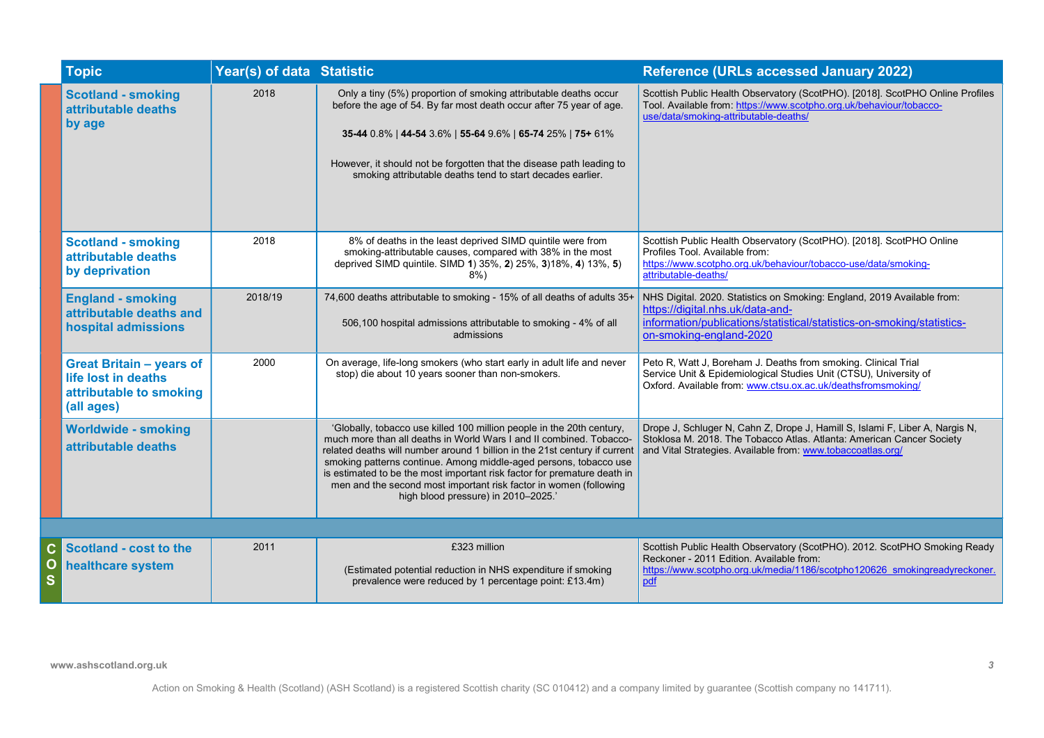| Topic | Year(s) of data | Statistic | Reference (URLs accessed January 2022) |
|---|---|---|---|
| **Scotland - smoking attributable deaths by age** | 2018 | Only a tiny (5%) proportion of smoking attributable deaths occur before the age of 54. By far most death occur after 75 year of age.<br><br>**35-44** 0.8% \| **44-54** 3.6% \| **55-64** 9.6% \| **65-74** 25% \| **75+** 61%<br><br>However, it should not be forgotten that the disease path leading to smoking attributable deaths tend to start decades earlier. | Scottish Public Health Observatory (ScotPHO). [2018]. ScotPHO Online Profiles Tool. Available from: https://www.scotpho.org.uk/behaviour/tobacco-use/data/smoking-attributable-deaths/ |
| **Scotland - smoking attributable deaths by deprivation** | 2018 | 8% of deaths in the least deprived SIMD quintile were from smoking-attributable causes, compared with 38% in the most deprived SIMD quintile. SIMD **1**) 35%, **2**) 25%, **3**)18%, **4**) 13%, **5**) 8%) | Scottish Public Health Observatory (ScotPHO). [2018]. ScotPHO Online Profiles Tool. Available from: https://www.scotpho.org.uk/behaviour/tobacco-use/data/smoking-attributable-deaths/ |
| **England - smoking attributable deaths and hospital admissions** | 2018/19 | 74,600 deaths attributable to smoking - 15% of all deaths of adults 35+<br><br>506,100 hospital admissions attributable to smoking - 4% of all admissions | NHS Digital. 2020. Statistics on Smoking: England, 2019 Available from: https://digital.nhs.uk/data-and-information/publications/statistical/statistics-on-smoking/statistics-on-smoking-england-2020 |
| **Great Britain – years of life lost in deaths attributable to smoking (all ages)** | 2000 | On average, life-long smokers (who start early in adult life and never stop) die about 10 years sooner than non-smokers. | Peto R, Watt J, Boreham J. Deaths from smoking. Clinical Trial Service Unit & Epidemiological Studies Unit (CTSU), University of Oxford. Available from: www.ctsu.ox.ac.uk/deathsfromsmoking/ |
| **Worldwide - smoking attributable deaths** | | 'Globally, tobacco use killed 100 million people in the 20th century, much more than all deaths in World Wars I and II combined. Tobacco-related deaths will number around 1 billion in the 21st century if current smoking patterns continue. Among middle-aged persons, tobacco use is estimated to be the most important risk factor for premature death in men and the second most important risk factor in women (following high blood pressure) in 2010–2025.' | Drope J, Schluger N, Cahn Z, Drope J, Hamill S, Islami F, Liber A, Nargis N, Stoklosa M. 2018. The Tobacco Atlas. Atlanta: American Cancer Society and Vital Strategies. Available from: www.tobaccoatlas.org/ |
| | | | |
| **COS — Scotland - cost to the healthcare system** | 2011 | £323 million<br><br>(Estimated potential reduction in NHS expenditure if smoking prevalence were reduced by 1 percentage point: £13.4m) | Scottish Public Health Observatory (ScotPHO). 2012. ScotPHO Smoking Ready Reckoner - 2011 Edition. Available from: https://www.scotpho.org.uk/media/1186/scotpho120626_smokingreadyreckoner.pdf |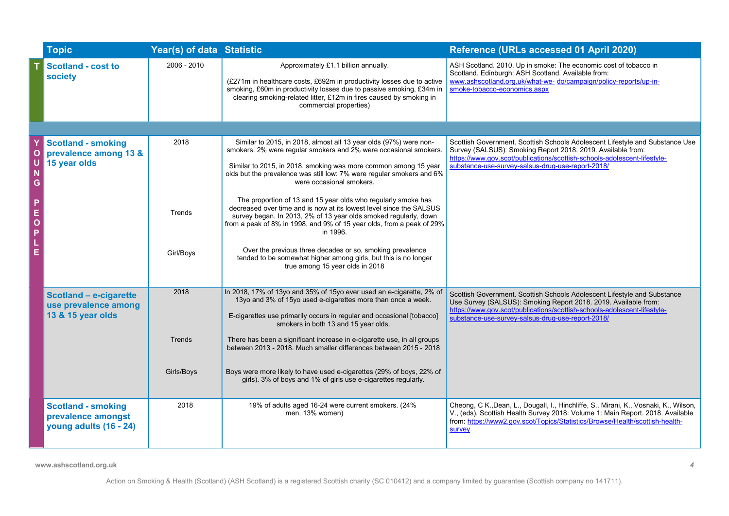| | Topic | Year(s) of data | Statistic | Reference (URLs accessed 01 April 2020) |
|---|---|---|---|---|
| T | **Scotland - cost to society** | 2006 - 2010 | Approximately £1.1 billion annually.<br><br>(£271m in healthcare costs, £692m in productivity losses due to active smoking, £60m in productivity losses due to passive smoking, £34m in clearing smoking-related litter, £12m in fires caused by smoking in commercial properties) | ASH Scotland. 2010. Up in smoke: The economic cost of tobacco in Scotland. Edinburgh: ASH Scotland. Available from: www.ashscotland.org.uk/what-we- do/campaign/policy-reports/up-in-smoke-tobacco-economics.aspx |
| | | | | |
| YOUNG PEOPLE | **Scotland - smoking prevalence among 13 & 15 year olds** | 2018 | Similar to 2015, in 2018, almost all 13 year olds (97%) were non-smokers. 2% were regular smokers and 2% were occasional smokers.<br><br>Similar to 2015, in 2018, smoking was more common among 15 year olds but the prevalence was still low: 7% were regular smokers and 6% were occasional smokers. | Scottish Government. Scottish Schools Adolescent Lifestyle and Substance Use Survey (SALSUS): Smoking Report 2018. 2019. Available from: https://www.gov.scot/publications/scottish-schools-adolescent-lifestyle-substance-use-survey-salsus-drug-use-report-2018/ |
| | | Trends | The proportion of 13 and 15 year olds who regularly smoke has decreased over time and is now at its lowest level since the SALSUS survey began. In 2013, 2% of 13 year olds smoked regularly, down from a peak of 8% in 1998, and 9% of 15 year olds, from a peak of 29% in 1996. | |
| | | Girl/Boys | Over the previous three decades or so, smoking prevalence tended to be somewhat higher among girls, but this is no longer true among 15 year olds in 2018 | |
| | **Scotland – e-cigarette use prevalence among 13 & 15 year olds** | 2018 | In 2018, 17% of 13yo and 35% of 15yo ever used an e-cigarette, 2% of 13yo and 3% of 15yo used e-cigarettes more than once a week.<br><br>E-cigarettes use primarily occurs in regular and occasional [tobacco] smokers in both 13 and 15 year olds. | Scottish Government. Scottish Schools Adolescent Lifestyle and Substance Use Survey (SALSUS): Smoking Report 2018. 2019. Available from: https://www.gov.scot/publications/scottish-schools-adolescent-lifestyle-substance-use-survey-salsus-drug-use-report-2018/ |
| | | Trends | There has been a significant increase in e-cigarette use, in all groups between 2013 - 2018. Much smaller differences between 2015 - 2018 | |
| | | Girls/Boys | Boys were more likely to have used e-cigarettes (29% of boys, 22% of girls). 3% of boys and 1% of girls use e-cigarettes regularly. | |
| | **Scotland - smoking prevalence amongst young adults (16 - 24)** | 2018 | 19% of adults aged 16-24 were current smokers. (24% men, 13% women) | Cheong, C K.,Dean, L., Dougall, I., Hinchliffe, S., Mirani, K., Vosnaki, K., Wilson, V., (eds). Scottish Health Survey 2018: Volume 1: Main Report. 2018. Available from: https://www2.gov.scot/Topics/Statistics/Browse/Health/scottish-health-survey |

Action on Smoking & Health (Scotland) (ASH Scotland) is a registered Scottish charity (SC 010412) and a company limited by guarantee (Scottish company no 141711).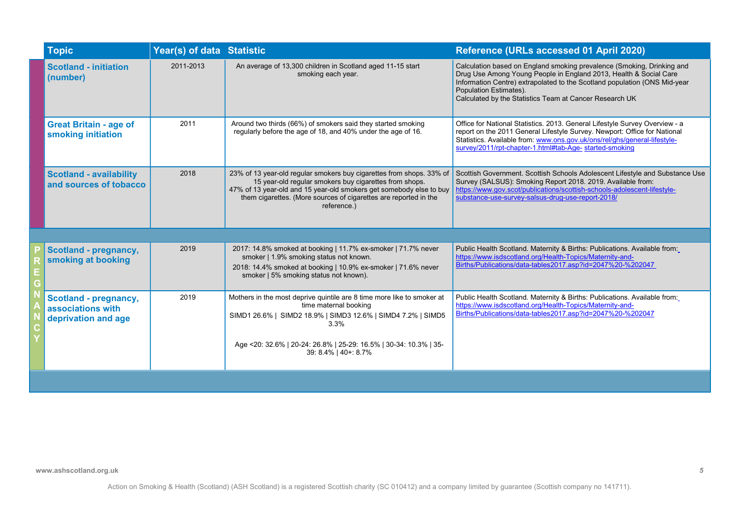| Topic | Year(s) of data | Statistic | Reference (URLs accessed 01 April 2020) |
|---|---|---|---|
| **Scotland - initiation (number)** | 2011-2013 | An average of 13,300 children in Scotland aged 11-15 start smoking each year. | Calculation based on England smoking prevalence (Smoking, Drinking and Drug Use Among Young People in England 2013, Health & Social Care Information Centre) extrapolated to the Scotland population (ONS Mid-year Population Estimates). Calculated by the Statistics Team at Cancer Research UK |
| **Great Britain - age of smoking initiation** | 2011 | Around two thirds (66%) of smokers said they started smoking regularly before the age of 18, and 40% under the age of 16. | Office for National Statistics. 2013. General Lifestyle Survey Overview - a report on the 2011 General Lifestyle Survey. Newport: Office for National Statistics. Available from: www.ons.gov.uk/ons/rel/ghs/general-lifestyle-survey/2011/rpt-chapter-1.html#tab-Age- started-smoking |
| **Scotland - availability and sources of tobacco** | 2018 | 23% of 13 year-old regular smokers buy cigarettes from shops. 33% of 15 year-old regular smokers buy cigarettes from shops. 47% of 13 year-old and 15 year-old smokers get somebody else to buy them cigarettes. (More sources of cigarettes are reported in the reference.) | Scottish Government. Scottish Schools Adolescent Lifestyle and Substance Use Survey (SALSUS): Smoking Report 2018. 2019. Available from: https://www.gov.scot/publications/scottish-schools-adolescent-lifestyle-substance-use-survey-salsus-drug-use-report-2018/ |

## PREGNANCY

| Topic | Year(s) of data | Statistic | Reference (URLs accessed 01 April 2020) |
|---|---|---|---|
| **Scotland - pregnancy, smoking at booking** | 2019 | 2017: 14.8% smoked at booking \| 11.7% ex-smoker \| 71.7% never smoker \| 1.9% smoking status not known. 2018: 14.4% smoked at booking \| 10.9% ex-smoker \| 71.6% never smoker \| 5% smoking status not known). | Public Health Scotland. Maternity & Births: Publications. Available from: https://www.isdscotland.org/Health-Topics/Maternity-and-Births/Publications/data-tables2017.asp?id=2047%20-%202047 |
| **Scotland - pregnancy, associations with deprivation and age** | 2019 | Mothers in the most deprive quintile are 8 time more like to smoker at time maternal booking<br>SIMD1 26.6% \| SIMD2 18.9% \| SIMD3 12.6% \| SIMD4 7.2% \| SIMD5 3.3%<br>Age <20: 32.6% \| 20-24: 26.8% \| 25-29: 16.5% \| 30-34: 10.3% \| 35-39: 8.4% \| 40+: 8.7% | Public Health Scotland. Maternity & Births: Publications. Available from: https://www.isdscotland.org/Health-Topics/Maternity-and-Births/Publications/data-tables2017.asp?id=2047%20-%202047 |

www.ashscotland.org.uk

Action on Smoking & Health (Scotland) (ASH Scotland) is a registered Scottish charity (SC 010412) and a company limited by guarantee (Scottish company no 141711).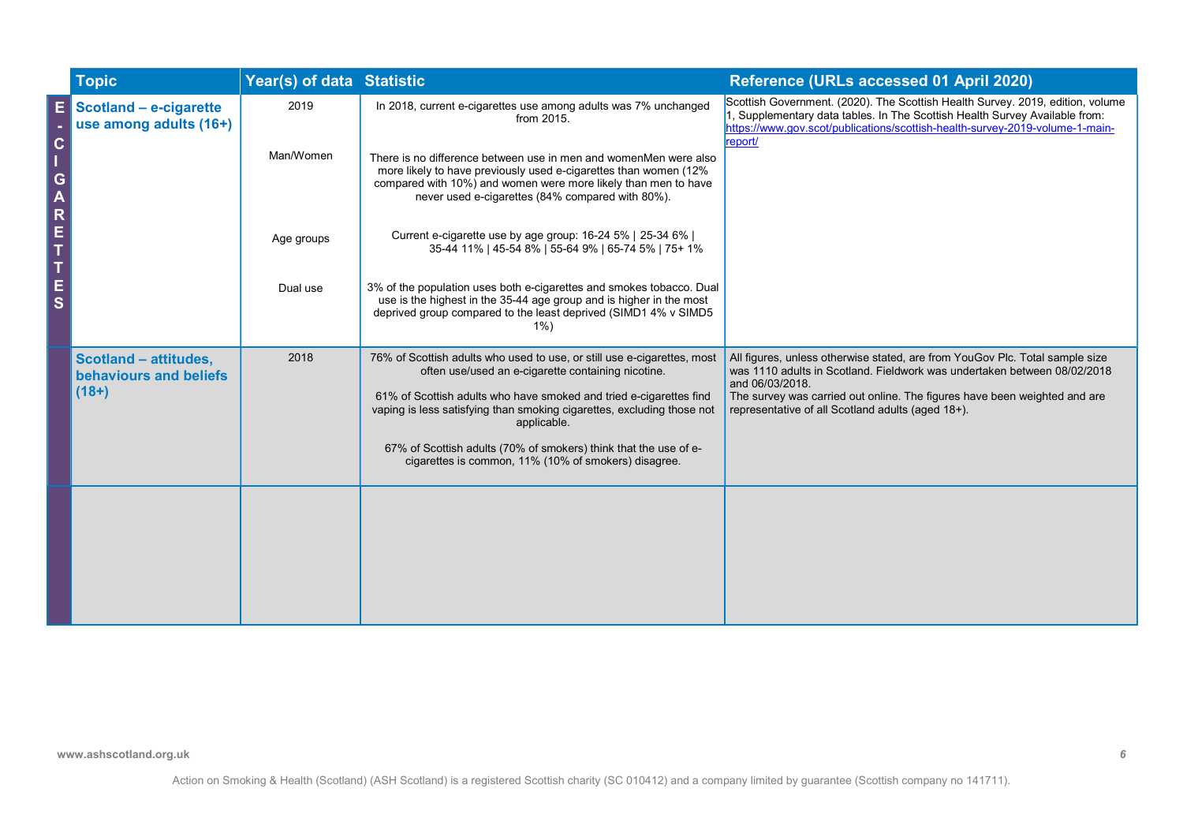| | Topic | Year(s) of data | Statistic | Reference (URLs accessed 01 April 2020) |
|---|---|---|---|---|
| E-CIGARETTES | **Scotland – e-cigarette use among adults (16+)** | 2019 | In 2018, current e-cigarettes use among adults was 7% unchanged from 2015. | Scottish Government. (2020). The Scottish Health Survey. 2019, edition, volume 1, Supplementary data tables. In The Scottish Health Survey Available from: https://www.gov.scot/publications/scottish-health-survey-2019-volume-1-main-report/ |
| | | Man/Women | There is no difference between use in men and womenMen were also more likely to have previously used e-cigarettes than women (12% compared with 10%) and women were more likely than men to have never used e-cigarettes (84% compared with 80%). | |
| | | Age groups | Current e-cigarette use by age group: 16-24 5% \| 25-34 6% \| 35-44 11% \| 45-54 8% \| 55-64 9% \| 65-74 5% \| 75+ 1% | |
| | | Dual use | 3% of the population uses both e-cigarettes and smokes tobacco. Dual use is the highest in the 35-44 age group and is higher in the most deprived group compared to the least deprived (SIMD1 4% v SIMD5 1%) | |
| | **Scotland – attitudes, behaviours and beliefs (18+)** | 2018 | 76% of Scottish adults who used to use, or still use e-cigarettes, most often use/used an e-cigarette containing nicotine.<br><br>61% of Scottish adults who have smoked and tried e-cigarettes find vaping is less satisfying than smoking cigarettes, excluding those not applicable.<br><br>67% of Scottish adults (70% of smokers) think that the use of e-cigarettes is common, 11% (10% of smokers) disagree. | All figures, unless otherwise stated, are from YouGov Plc. Total sample size was 1110 adults in Scotland. Fieldwork was undertaken between 08/02/2018 and 06/03/2018.<br>The survey was carried out online. The figures have been weighted and are representative of all Scotland adults (aged 18+). |
| | | | | |

www.ashscotland.org.uk

Action on Smoking & Health (Scotland) (ASH Scotland) is a registered Scottish charity (SC 010412) and a company limited by guarantee (Scottish company no 141711).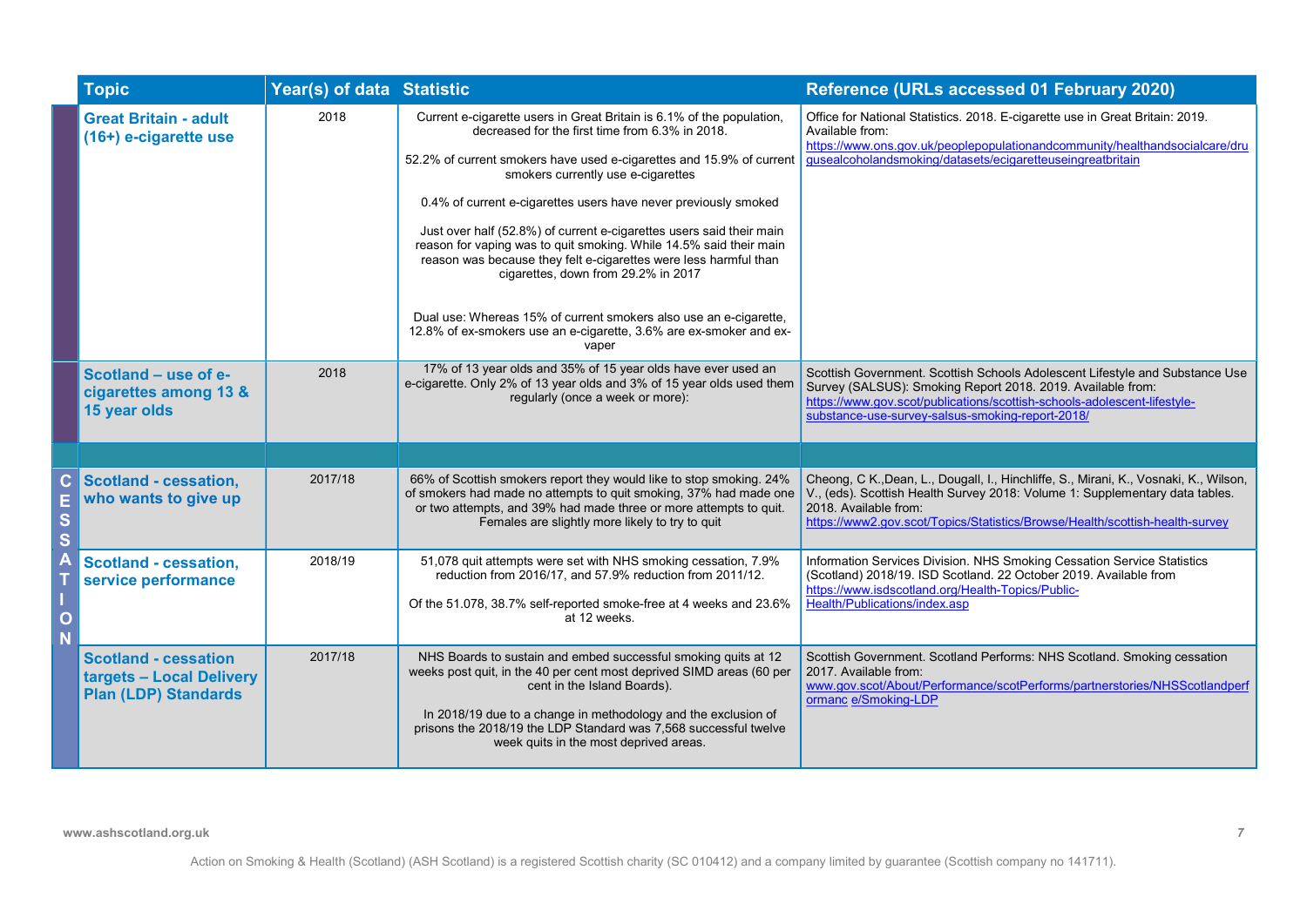| | Topic | Year(s) of data | Statistic | Reference (URLs accessed 01 February 2020) |
|---|---|---|---|---|
| | **Great Britain - adult (16+) e-cigarette use** | 2018 | Current e-cigarette users in Great Britain is 6.1% of the population, decreased for the first time from 6.3% in 2018.<br><br>52.2% of current smokers have used e-cigarettes and 15.9% of current smokers currently use e-cigarettes<br><br>0.4% of current e-cigarettes users have never previously smoked<br><br>Just over half (52.8%) of current e-cigarettes users said their main reason for vaping was to quit smoking. While 14.5% said their main reason was because they felt e-cigarettes were less harmful than cigarettes, down from 29.2% in 2017<br><br>Dual use: Whereas 15% of current smokers also use an e-cigarette, 12.8% of ex-smokers use an e-cigarette, 3.6% are ex-smoker and ex-vaper | Office for National Statistics. 2018. E-cigarette use in Great Britain: 2019. Available from: https://www.ons.gov.uk/peoplepopulationandcommunity/healthandsocialcare/drugusealcoholandsmoking/datasets/ecigaretteuseingreatbritain |
| | **Scotland – use of e-cigarettes among 13 & 15 year olds** | 2018 | 17% of 13 year olds and 35% of 15 year olds have ever used an e-cigarette. Only 2% of 13 year olds and 3% of 15 year olds used them regularly (once a week or more): | Scottish Government. Scottish Schools Adolescent Lifestyle and Substance Use Survey (SALSUS): Smoking Report 2018. 2019. Available from: https://www.gov.scot/publications/scottish-schools-adolescent-lifestyle-substance-use-survey-salsus-smoking-report-2018/ |
| | | | | |
| CESSATION | **Scotland - cessation, who wants to give up** | 2017/18 | 66% of Scottish smokers report they would like to stop smoking. 24% of smokers had made no attempts to quit smoking, 37% had made one or two attempts, and 39% had made three or more attempts to quit. Females are slightly more likely to try to quit | Cheong, C K.,Dean, L., Dougall, I., Hinchliffe, S., Mirani, K., Vosnaki, K., Wilson, V., (eds). Scottish Health Survey 2018: Volume 1: Supplementary data tables. 2018. Available from: https://www2.gov.scot/Topics/Statistics/Browse/Health/scottish-health-survey |
| | **Scotland - cessation, service performance** | 2018/19 | 51,078 quit attempts were set with NHS smoking cessation, 7.9% reduction from 2016/17, and 57.9% reduction from 2011/12.<br><br>Of the 51.078, 38.7% self-reported smoke-free at 4 weeks and 23.6% at 12 weeks. | Information Services Division. NHS Smoking Cessation Service Statistics (Scotland) 2018/19. ISD Scotland. 22 October 2019. Available from https://www.isdscotland.org/Health-Topics/Public-Health/Publications/index.asp |
| | **Scotland - cessation targets – Local Delivery Plan (LDP) Standards** | 2017/18 | NHS Boards to sustain and embed successful smoking quits at 12 weeks post quit, in the 40 per cent most deprived SIMD areas (60 per cent in the Island Boards).<br><br>In 2018/19 due to a change in methodology and the exclusion of prisons the 2018/19 the LDP Standard was 7,568 successful twelve week quits in the most deprived areas. | Scottish Government. Scotland Performs: NHS Scotland. Smoking cessation 2017. Available from: www.gov.scot/About/Performance/scotPerforms/partnerstories/NHSScotlandperformanc e/Smoking-LDP |

www.ashscotland.org.uk

Action on Smoking & Health (Scotland) (ASH Scotland) is a registered Scottish charity (SC 010412) and a company limited by guarantee (Scottish company no 141711).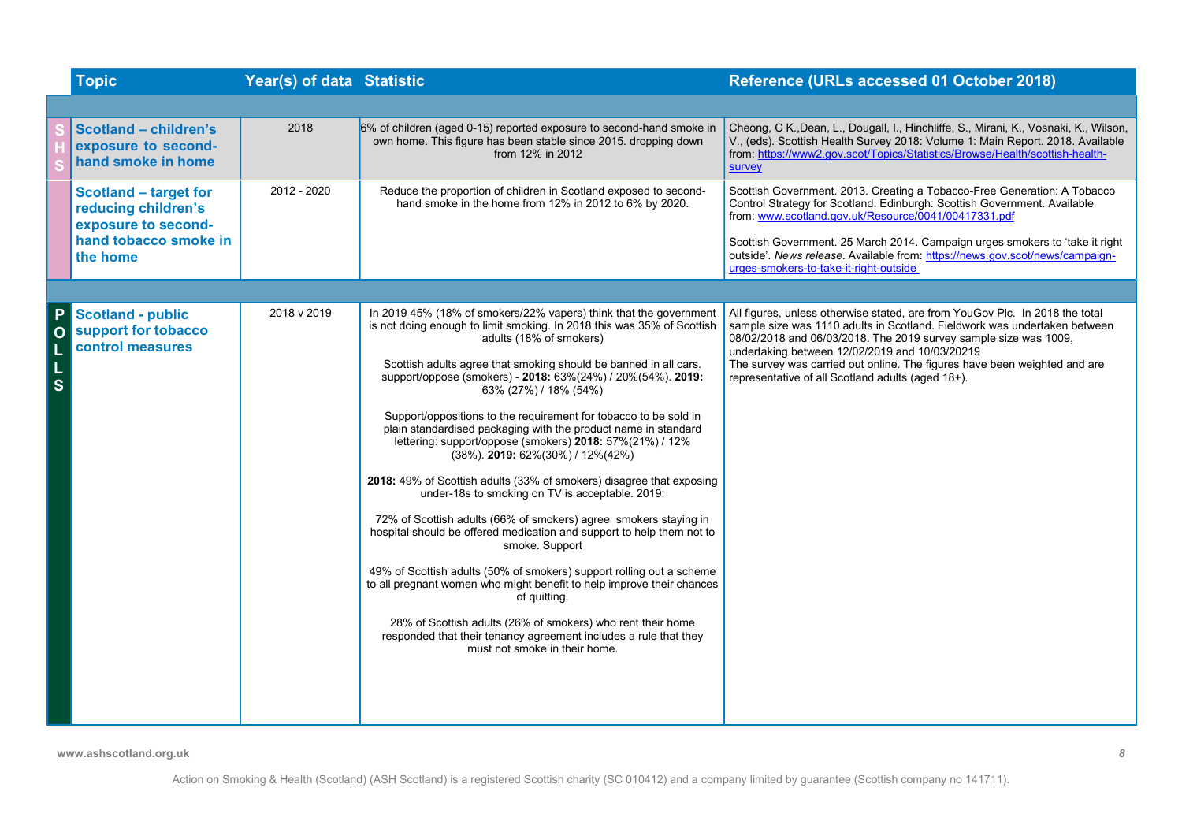| | Topic | Year(s) of data | Statistic | Reference (URLs accessed 01 October 2018) |
|---|---|---|---|---|
| SHS | **Scotland – children's exposure to second-hand smoke in home** | 2018 | 6% of children (aged 0-15) reported exposure to second-hand smoke in own home. This figure has been stable since 2015. dropping down from 12% in 2012 | Cheong, C K.,Dean, L., Dougall, I., Hinchliffe, S., Mirani, K., Vosnaki, K., Wilson, V., (eds). Scottish Health Survey 2018: Volume 1: Main Report. 2018. Available from: https://www2.gov.scot/Topics/Statistics/Browse/Health/scottish-health-survey |
| | **Scotland – target for reducing children's exposure to second-hand tobacco smoke in the home** | 2012 - 2020 | Reduce the proportion of children in Scotland exposed to second-hand smoke in the home from 12% in 2012 to 6% by 2020. | Scottish Government. 2013. Creating a Tobacco-Free Generation: A Tobacco Control Strategy for Scotland. Edinburgh: Scottish Government. Available from: www.scotland.gov.uk/Resource/0041/00417331.pdf<br><br>Scottish Government. 25 March 2014. Campaign urges smokers to 'take it right outside'. *News release*. Available from: https://news.gov.scot/news/campaign-urges-smokers-to-take-it-right-outside |
| POLLS | **Scotland - public support for tobacco control measures** | 2018 v 2019 | In 2019 45% (18% of smokers/22% vapers) think that the government is not doing enough to limit smoking. In 2018 this was 35% of Scottish adults (18% of smokers)<br><br>Scottish adults agree that smoking should be banned in all cars. support/oppose (smokers) - **2018:** 63%(24%) / 20%(54%). **2019:** 63% (27%) / 18% (54%)<br><br>Support/oppositions to the requirement for tobacco to be sold in plain standardised packaging with the product name in standard lettering: support/oppose (smokers) **2018:** 57%(21%) / 12% (38%). **2019:** 62%(30%) / 12%(42%)<br><br>**2018:** 49% of Scottish adults (33% of smokers) disagree that exposing under-18s to smoking on TV is acceptable. 2019:<br><br>72% of Scottish adults (66% of smokers) agree smokers staying in hospital should be offered medication and support to help them not to smoke. Support<br><br>49% of Scottish adults (50% of smokers) support rolling out a scheme to all pregnant women who might benefit to help improve their chances of quitting.<br><br>28% of Scottish adults (26% of smokers) who rent their home responded that their tenancy agreement includes a rule that they must not smoke in their home. | All figures, unless otherwise stated, are from YouGov Plc. In 2018 the total sample size was 1110 adults in Scotland. Fieldwork was undertaken between 08/02/2018 and 06/03/2018. The 2019 survey sample size was 1009, undertaking between 12/02/2019 and 10/03/20219<br>The survey was carried out online. The figures have been weighted and are representative of all Scotland adults (aged 18+). |

www.ashscotland.org.uk

Action on Smoking & Health (Scotland) (ASH Scotland) is a registered Scottish charity (SC 010412) and a company limited by guarantee (Scottish company no 141711).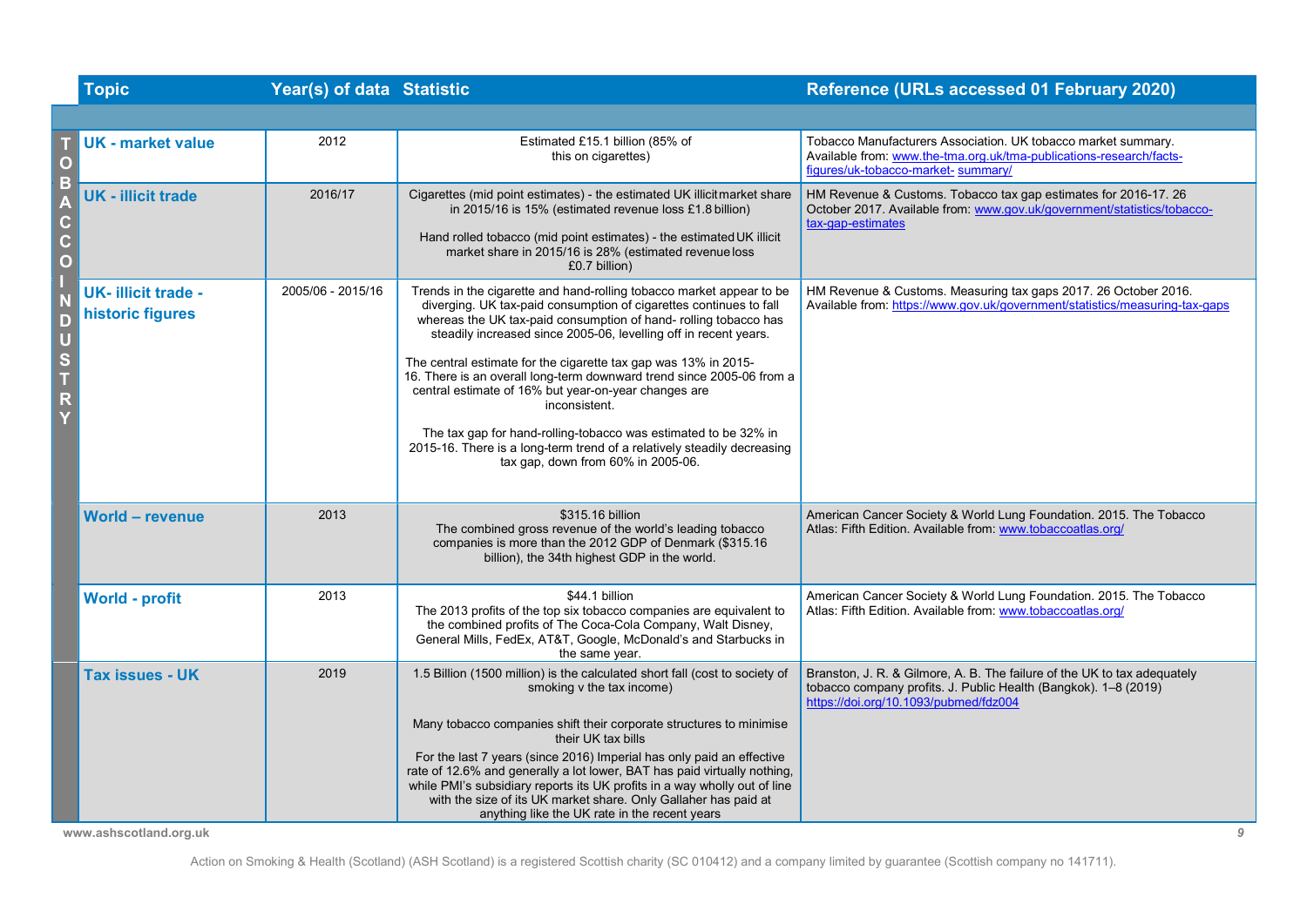| Topic | Year(s) of data | Statistic | Reference (URLs accessed 01 February 2020) |
|---|---|---|---|
| **TOBACCO INDUSTRY** | | | |
| UK - market value | 2012 | Estimated £15.1 billion (85% of this on cigarettes) | Tobacco Manufacturers Association. UK tobacco market summary. Available from: www.the-tma.org.uk/tma-publications-research/facts-figures/uk-tobacco-market- summary/ |
| UK - illicit trade | 2016/17 | Cigarettes (mid point estimates) - the estimated UK illicit market share in 2015/16 is 15% (estimated revenue loss £1.8 billion)<br><br>Hand rolled tobacco (mid point estimates) - the estimated UK illicit market share in 2015/16 is 28% (estimated revenue loss £0.7 billion) | HM Revenue & Customs. Tobacco tax gap estimates for 2016-17. 26 October 2017. Available from: www.gov.uk/government/statistics/tobacco-tax-gap-estimates |
| UK- illicit trade - historic figures | 2005/06 - 2015/16 | Trends in the cigarette and hand-rolling tobacco market appear to be diverging. UK tax-paid consumption of cigarettes continues to fall whereas the UK tax-paid consumption of hand- rolling tobacco has steadily increased since 2005-06, levelling off in recent years.<br><br>The central estimate for the cigarette tax gap was 13% in 2015-16. There is an overall long-term downward trend since 2005-06 from a central estimate of 16% but year-on-year changes are inconsistent.<br><br>The tax gap for hand-rolling-tobacco was estimated to be 32% in 2015-16. There is a long-term trend of a relatively steadily decreasing tax gap, down from 60% in 2005-06. | HM Revenue & Customs. Measuring tax gaps 2017. 26 October 2016. Available from: https://www.gov.uk/government/statistics/measuring-tax-gaps |
| World – revenue | 2013 | $315.16 billion<br>The combined gross revenue of the world's leading tobacco companies is more than the 2012 GDP of Denmark ($315.16 billion), the 34th highest GDP in the world. | American Cancer Society & World Lung Foundation. 2015. The Tobacco Atlas: Fifth Edition. Available from: www.tobaccoatlas.org/ |
| World - profit | 2013 | $44.1 billion<br>The 2013 profits of the top six tobacco companies are equivalent to the combined profits of The Coca-Cola Company, Walt Disney, General Mills, FedEx, AT&T, Google, McDonald's and Starbucks in the same year. | American Cancer Society & World Lung Foundation. 2015. The Tobacco Atlas: Fifth Edition. Available from: www.tobaccoatlas.org/ |
| Tax issues - UK | 2019 | 1.5 Billion (1500 million) is the calculated short fall (cost to society of smoking v the tax income)<br><br>Many tobacco companies shift their corporate structures to minimise their UK tax bills<br><br>For the last 7 years (since 2016) Imperial has only paid an effective rate of 12.6% and generally a lot lower, BAT has paid virtually nothing, while PMI's subsidiary reports its UK profits in a way wholly out of line with the size of its UK market share. Only Gallaher has paid at anything like the UK rate in the recent years | Branston, J. R. & Gilmore, A. B. The failure of the UK to tax adequately tobacco company profits. J. Public Health (Bangkok). 1–8 (2019) https://doi.org/10.1093/pubmed/fdz004 |

www.ashscotland.org.uk

Action on Smoking & Health (Scotland) (ASH Scotland) is a registered Scottish charity (SC 010412) and a company limited by guarantee (Scottish company no 141711).